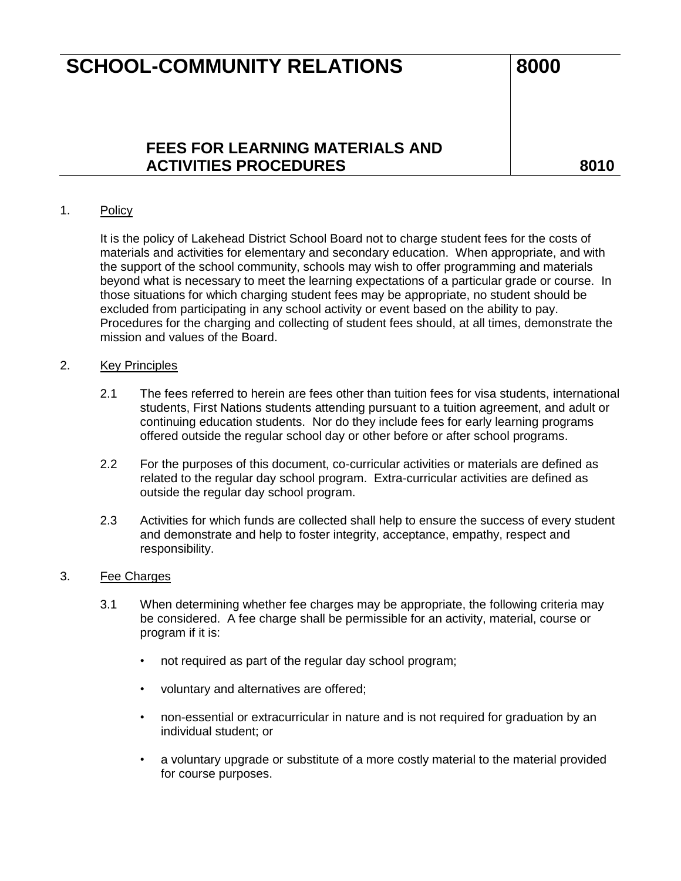# SCHOOL-COMMUNITY RELATIONS 8000

## FEES FOR LEARNING MATERIALS AND ACTIVITIES PROCEDURES 8010

1. Policy

   It is the policy of Lakehead District School Board not to charge student fees for the costs of materials and activities for elementary and secondary education. When appropriate, and with the support of the school community, schools may wish to offer programming and materials beyond what is necessary to meet the learning expectations of a particular grade or course. In those situations for which charging student fees may be appropriate, no student should be excluded from participating in any school activity or event based on the ability to pay. Procedures for the charging and collecting of student fees should, at all times, demonstrate the mission and values of the Board.

2. Key Principles

   2.1 The fees referred to herein are fees other than tuition fees for visa students, international students, First Nations students attending pursuant to a tuition agreement, and adult or continuing education students. Nor do they include fees for early learning programs offered outside the regular school day or other before or after school programs.

   2.2 For the purposes of this document, co-curricular activities or materials are defined as related to the regular day school program. Extra-curricular activities are defined as outside the regular day school program.

   2.3 Activities for which funds are collected shall help to ensure the success of every student and demonstrate and help to foster integrity, acceptance, empathy, respect and responsibility.

3. Fee Charges

   3.1 When determining whether fee charges may be appropriate, the following criteria may be considered. A fee charge shall be permissible for an activity, material, course or program if it is:

   - not required as part of the regular day school program;
   - voluntary and alternatives are offered;
   - non-essential or extracurricular in nature and is not required for graduation by an individual student; or
   - a voluntary upgrade or substitute of a more costly material to the material provided for course purposes.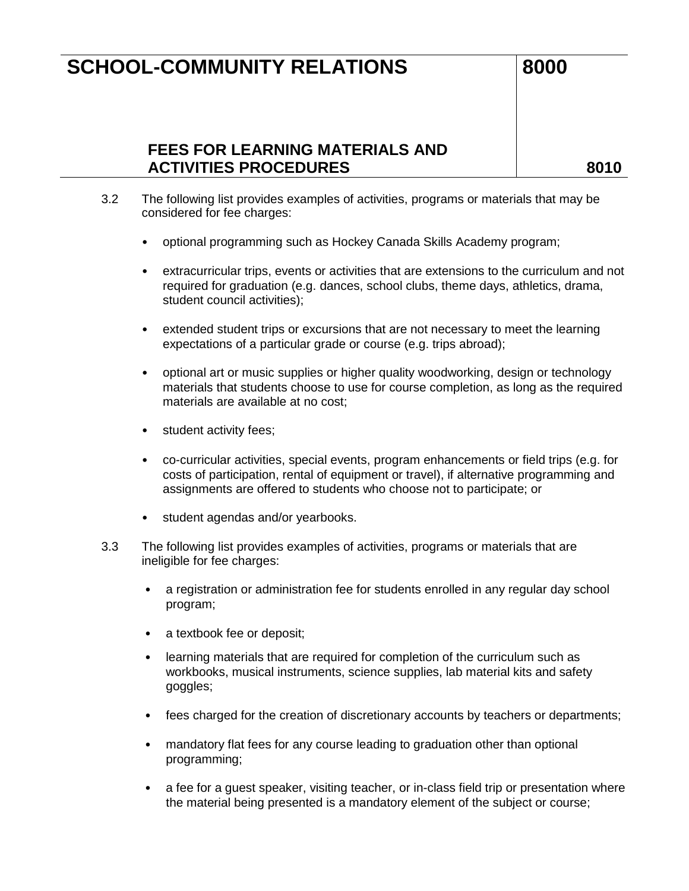3.2 The following list provides examples of activities, programs or materials that may be considered for fee charges:

- optional programming such as Hockey Canada Skills Academy program;
- extracurricular trips, events or activities that are extensions to the curriculum and not required for graduation (e.g. dances, school clubs, theme days, athletics, drama, student council activities);
- extended student trips or excursions that are not necessary to meet the learning expectations of a particular grade or course (e.g. trips abroad);
- optional art or music supplies or higher quality woodworking, design or technology materials that students choose to use for course completion, as long as the required materials are available at no cost;
- student activity fees;
- co-curricular activities, special events, program enhancements or field trips (e.g. for costs of participation, rental of equipment or travel), if alternative programming and assignments are offered to students who choose not to participate; or
- student agendas and/or yearbooks.

3.3 The following list provides examples of activities, programs or materials that are ineligible for fee charges:

- a registration or administration fee for students enrolled in any regular day school program;
- a textbook fee or deposit;
- learning materials that are required for completion of the curriculum such as workbooks, musical instruments, science supplies, lab material kits and safety goggles;
- fees charged for the creation of discretionary accounts by teachers or departments;
- mandatory flat fees for any course leading to graduation other than optional programming;
- a fee for a guest speaker, visiting teacher, or in-class field trip or presentation where the material being presented is a mandatory element of the subject or course;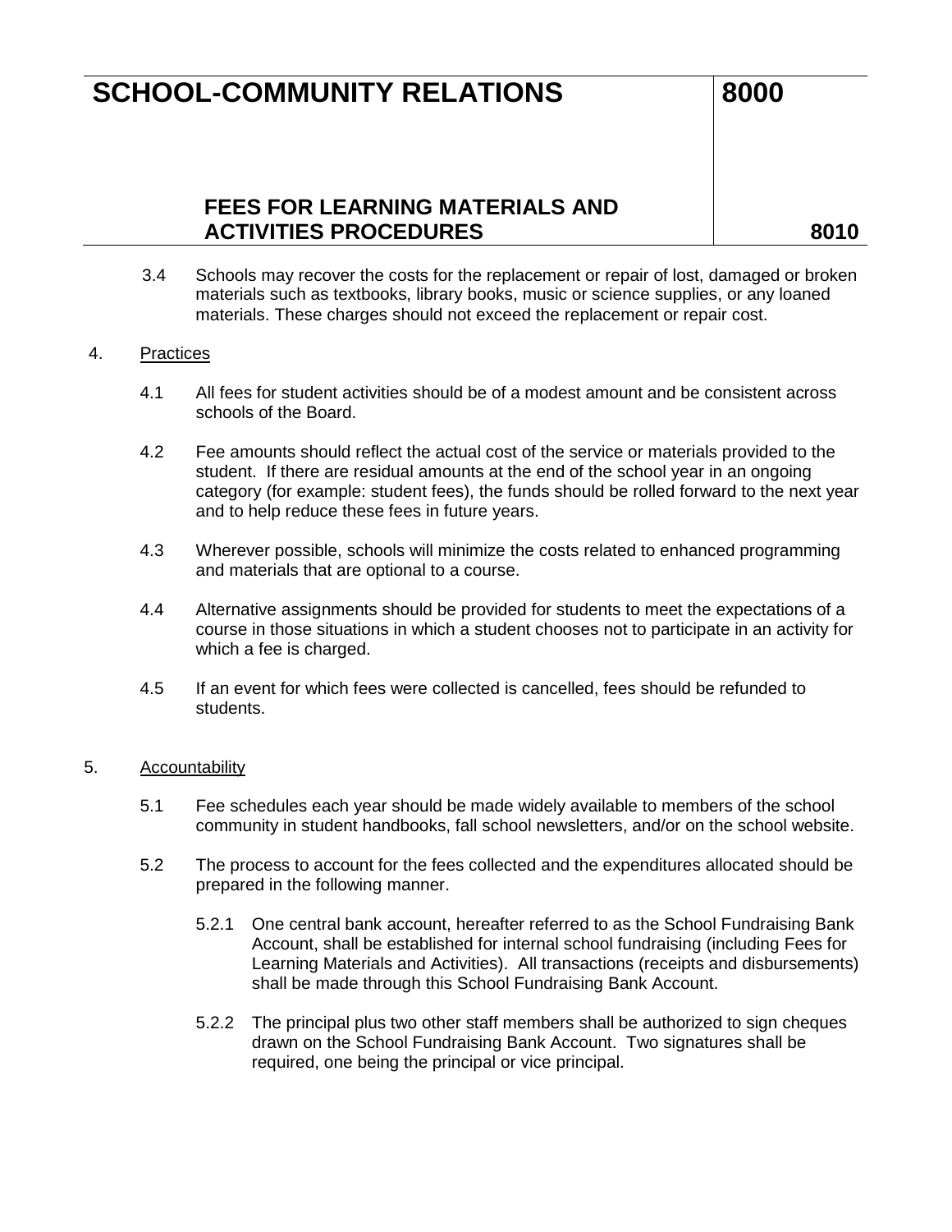3.4 Schools may recover the costs for the replacement or repair of lost, damaged or broken materials such as textbooks, library books, music or science supplies, or any loaned materials. These charges should not exceed the replacement or repair cost.

4. Practices

4.1 All fees for student activities should be of a modest amount and be consistent across schools of the Board.

4.2 Fee amounts should reflect the actual cost of the service or materials provided to the student. If there are residual amounts at the end of the school year in an ongoing category (for example: student fees), the funds should be rolled forward to the next year and to help reduce these fees in future years.

4.3 Wherever possible, schools will minimize the costs related to enhanced programming and materials that are optional to a course.

4.4 Alternative assignments should be provided for students to meet the expectations of a course in those situations in which a student chooses not to participate in an activity for which a fee is charged.

4.5 If an event for which fees were collected is cancelled, fees should be refunded to students.

5. Accountability

5.1 Fee schedules each year should be made widely available to members of the school community in student handbooks, fall school newsletters, and/or on the school website.

5.2 The process to account for the fees collected and the expenditures allocated should be prepared in the following manner.

5.2.1 One central bank account, hereafter referred to as the School Fundraising Bank Account, shall be established for internal school fundraising (including Fees for Learning Materials and Activities). All transactions (receipts and disbursements) shall be made through this School Fundraising Bank Account.

5.2.2 The principal plus two other staff members shall be authorized to sign cheques drawn on the School Fundraising Bank Account. Two signatures shall be required, one being the principal or vice principal.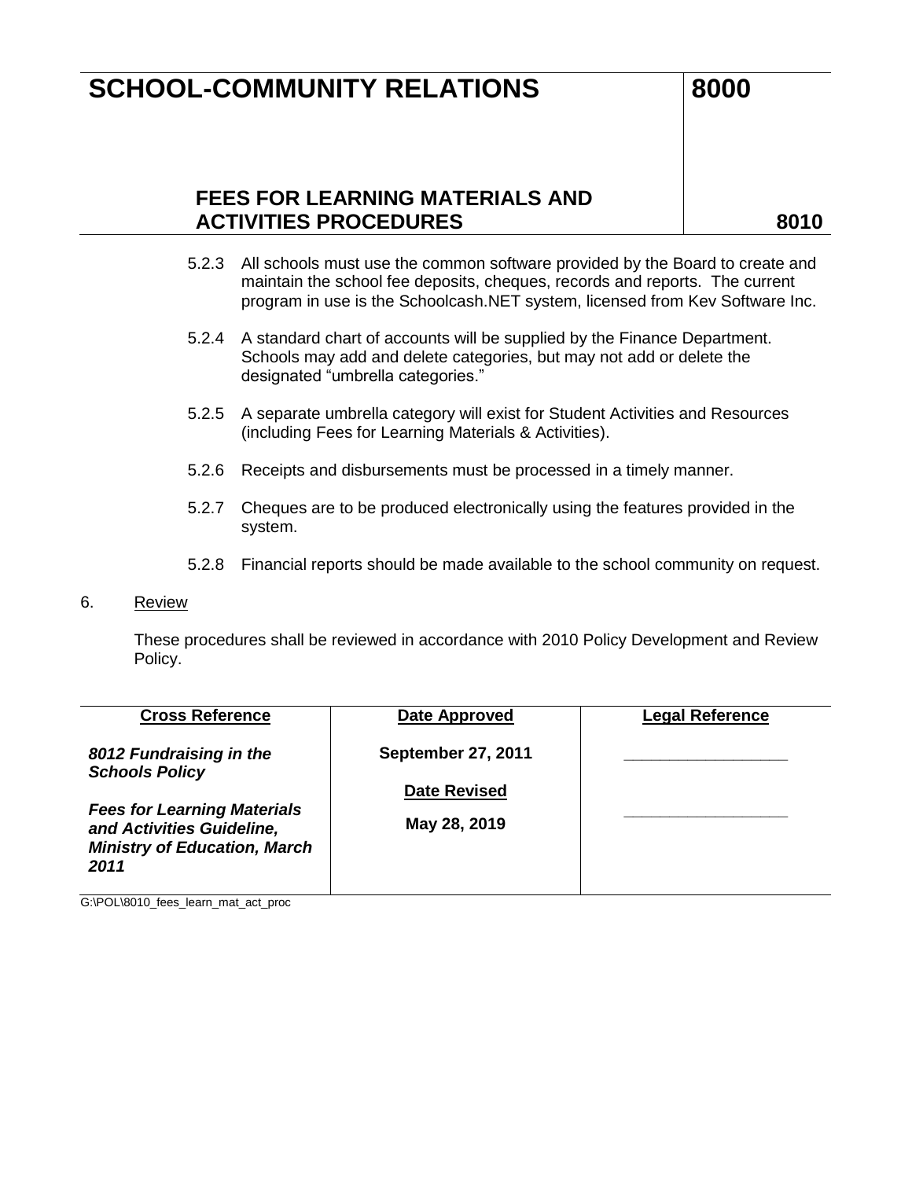5.2.3 All schools must use the common software provided by the Board to create and maintain the school fee deposits, cheques, records and reports. The current program in use is the Schoolcash.NET system, licensed from Kev Software Inc.

5.2.4 A standard chart of accounts will be supplied by the Finance Department. Schools may add and delete categories, but may not add or delete the designated "umbrella categories."

5.2.5 A separate umbrella category will exist for Student Activities and Resources (including Fees for Learning Materials & Activities).

5.2.6 Receipts and disbursements must be processed in a timely manner.

5.2.7 Cheques are to be produced electronically using the features provided in the system.

5.2.8 Financial reports should be made available to the school community on request.

6. Review

These procedures shall be reviewed in accordance with 2010 Policy Development and Review Policy.

| Cross Reference | Date Approved | Legal Reference |
|---|---|---|
| ***8012 Fundraising in the Schools Policy*** | **September 27, 2011** | ________________ |
| ***Fees for Learning Materials and Activities Guideline, Ministry of Education, March 2011*** | **Date Revised**<br>**May 28, 2019** | ________________ |

G:\POL\8010_fees_learn_mat_act_proc